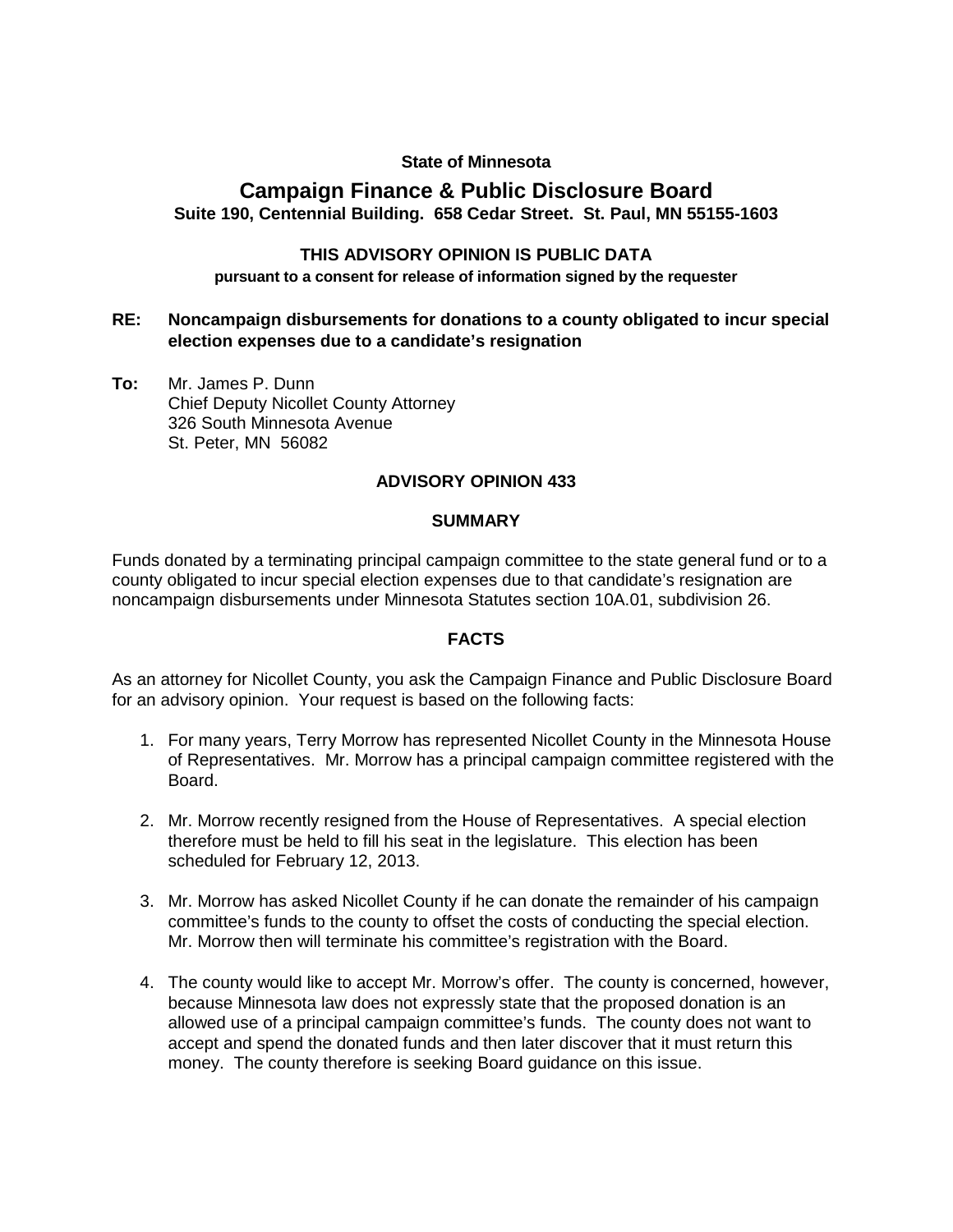**State of Minnesota**

# Campaign Finance & Public Disclosure Board

**Suite 190, Centennial Building. 658 Cedar Street. St. Paul, MN 55155-1603**

**THIS ADVISORY OPINION IS PUBLIC DATA**

**pursuant to a consent for release of information signed by the requester**

**RE: Noncampaign disbursements for donations to a county obligated to incur special election expenses due to a candidate's resignation**

**To:** Mr. James P. Dunn
Chief Deputy Nicollet County Attorney
326 South Minnesota Avenue
St. Peter, MN 56082

## ADVISORY OPINION 433

### SUMMARY

Funds donated by a terminating principal campaign committee to the state general fund or to a county obligated to incur special election expenses due to that candidate's resignation are noncampaign disbursements under Minnesota Statutes section 10A.01, subdivision 26.

### FACTS

As an attorney for Nicollet County, you ask the Campaign Finance and Public Disclosure Board for an advisory opinion. Your request is based on the following facts:

1. For many years, Terry Morrow has represented Nicollet County in the Minnesota House of Representatives. Mr. Morrow has a principal campaign committee registered with the Board.

2. Mr. Morrow recently resigned from the House of Representatives. A special election therefore must be held to fill his seat in the legislature. This election has been scheduled for February 12, 2013.

3. Mr. Morrow has asked Nicollet County if he can donate the remainder of his campaign committee's funds to the county to offset the costs of conducting the special election. Mr. Morrow then will terminate his committee's registration with the Board.

4. The county would like to accept Mr. Morrow's offer. The county is concerned, however, because Minnesota law does not expressly state that the proposed donation is an allowed use of a principal campaign committee's funds. The county does not want to accept and spend the donated funds and then later discover that it must return this money. The county therefore is seeking Board guidance on this issue.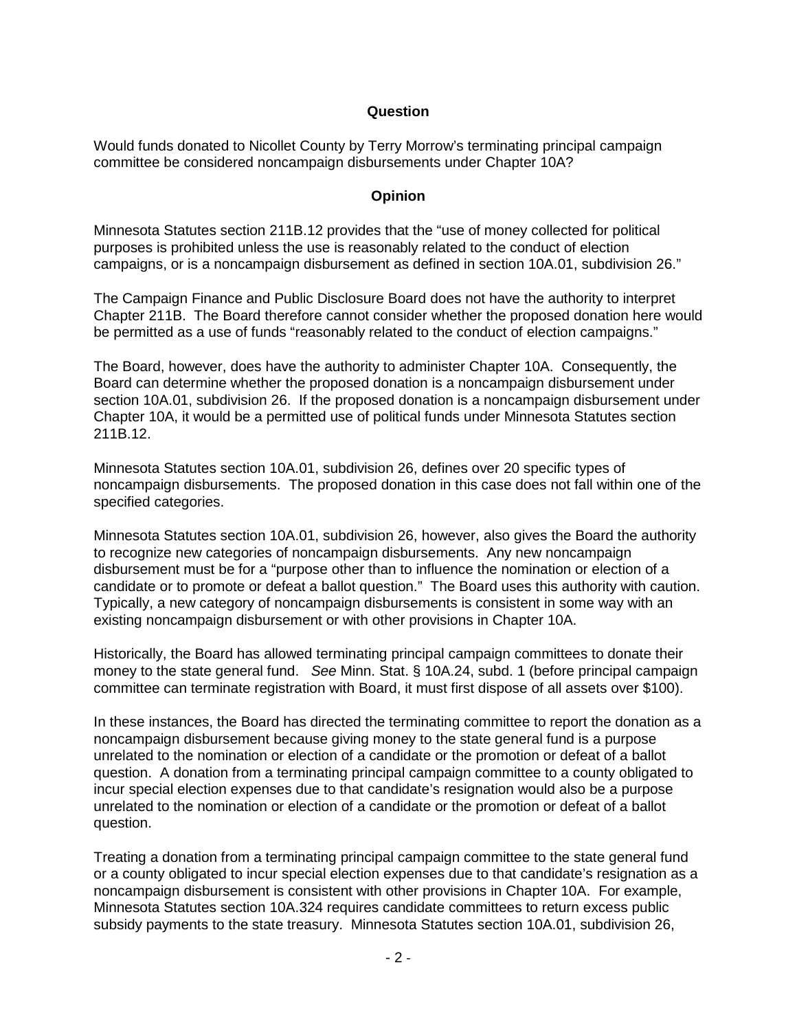## Question

Would funds donated to Nicollet County by Terry Morrow's terminating principal campaign committee be considered noncampaign disbursements under Chapter 10A?

## Opinion

Minnesota Statutes section 211B.12 provides that the "use of money collected for political purposes is prohibited unless the use is reasonably related to the conduct of election campaigns, or is a noncampaign disbursement as defined in section 10A.01, subdivision 26."

The Campaign Finance and Public Disclosure Board does not have the authority to interpret Chapter 211B. The Board therefore cannot consider whether the proposed donation here would be permitted as a use of funds "reasonably related to the conduct of election campaigns."

The Board, however, does have the authority to administer Chapter 10A. Consequently, the Board can determine whether the proposed donation is a noncampaign disbursement under section 10A.01, subdivision 26. If the proposed donation is a noncampaign disbursement under Chapter 10A, it would be a permitted use of political funds under Minnesota Statutes section 211B.12.

Minnesota Statutes section 10A.01, subdivision 26, defines over 20 specific types of noncampaign disbursements. The proposed donation in this case does not fall within one of the specified categories.

Minnesota Statutes section 10A.01, subdivision 26, however, also gives the Board the authority to recognize new categories of noncampaign disbursements. Any new noncampaign disbursement must be for a "purpose other than to influence the nomination or election of a candidate or to promote or defeat a ballot question." The Board uses this authority with caution. Typically, a new category of noncampaign disbursements is consistent in some way with an existing noncampaign disbursement or with other provisions in Chapter 10A.

Historically, the Board has allowed terminating principal campaign committees to donate their money to the state general fund. *See* Minn. Stat. § 10A.24, subd. 1 (before principal campaign committee can terminate registration with Board, it must first dispose of all assets over $100).

In these instances, the Board has directed the terminating committee to report the donation as a noncampaign disbursement because giving money to the state general fund is a purpose unrelated to the nomination or election of a candidate or the promotion or defeat of a ballot question. A donation from a terminating principal campaign committee to a county obligated to incur special election expenses due to that candidate's resignation would also be a purpose unrelated to the nomination or election of a candidate or the promotion or defeat of a ballot question.

Treating a donation from a terminating principal campaign committee to the state general fund or a county obligated to incur special election expenses due to that candidate's resignation as a noncampaign disbursement is consistent with other provisions in Chapter 10A. For example, Minnesota Statutes section 10A.324 requires candidate committees to return excess public subsidy payments to the state treasury. Minnesota Statutes section 10A.01, subdivision 26,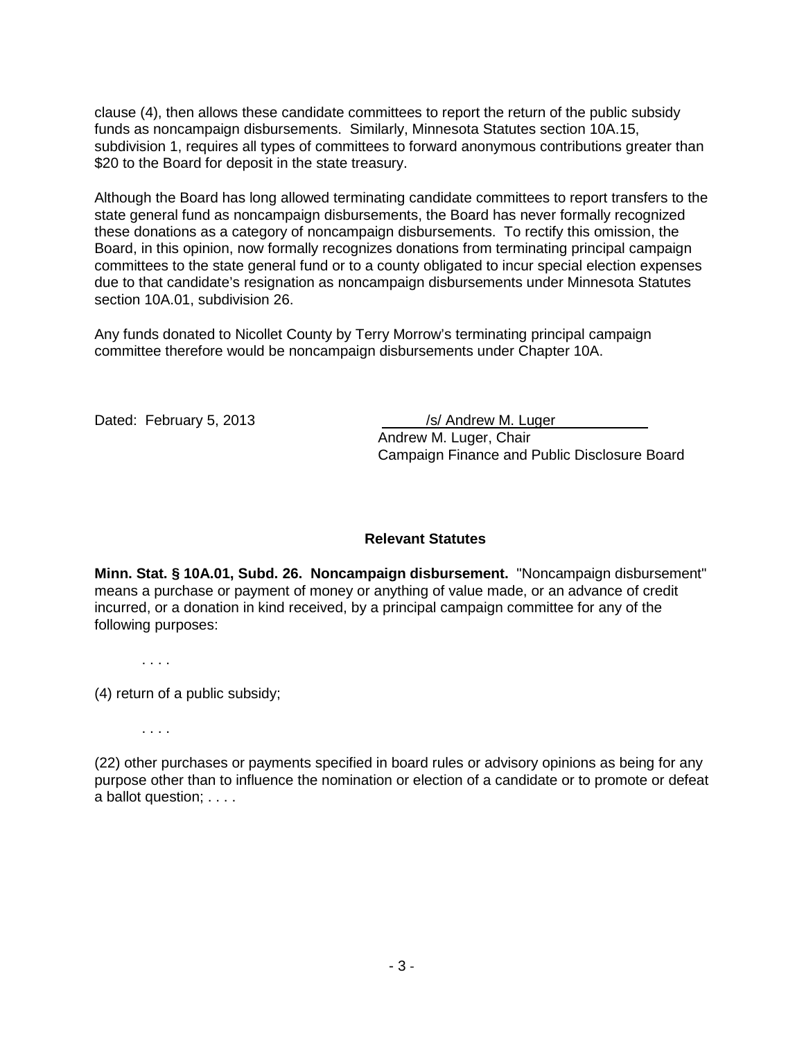clause (4), then allows these candidate committees to report the return of the public subsidy funds as noncampaign disbursements. Similarly, Minnesota Statutes section 10A.15, subdivision 1, requires all types of committees to forward anonymous contributions greater than $20 to the Board for deposit in the state treasury.

Although the Board has long allowed terminating candidate committees to report transfers to the state general fund as noncampaign disbursements, the Board has never formally recognized these donations as a category of noncampaign disbursements. To rectify this omission, the Board, in this opinion, now formally recognizes donations from terminating principal campaign committees to the state general fund or to a county obligated to incur special election expenses due to that candidate's resignation as noncampaign disbursements under Minnesota Statutes section 10A.01, subdivision 26.

Any funds donated to Nicollet County by Terry Morrow's terminating principal campaign committee therefore would be noncampaign disbursements under Chapter 10A.

Dated: February 5, 2013

/s/ Andrew M. Luger  
Andrew M. Luger, Chair  
Campaign Finance and Public Disclosure Board

## Relevant Statutes

**Minn. Stat. § 10A.01, Subd. 26. Noncampaign disbursement.** "Noncampaign disbursement" means a purchase or payment of money or anything of value made, or an advance of credit incurred, or a donation in kind received, by a principal campaign committee for any of the following purposes:

. . . .

(4) return of a public subsidy;

. . . .

(22) other purchases or payments specified in board rules or advisory opinions as being for any purpose other than to influence the nomination or election of a candidate or to promote or defeat a ballot question; . . . .